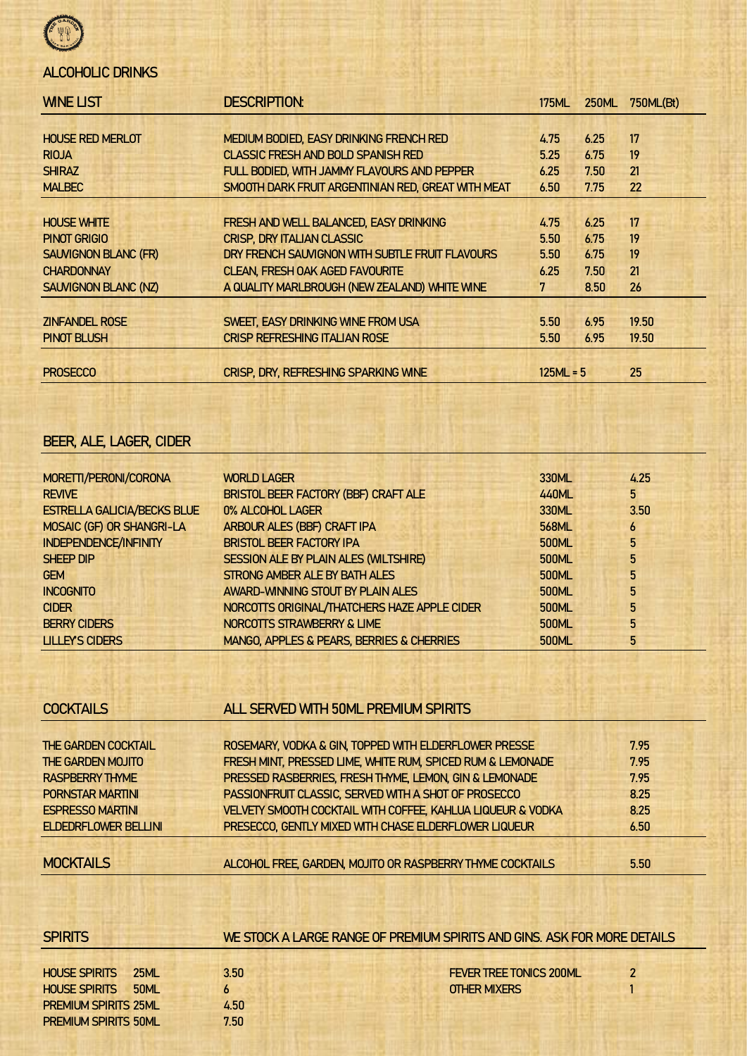## ALCOHOLIC DRINKS

| WINE LIST | DESCRIPTION: | 175ML | 250ML | 750ML(Bt) |
|---|---|---|---|---|
| HOUSE RED MERLOT | MEDIUM BODIED, EASY DRINKING FRENCH RED | 4.75 | 6.25 | 17 |
| RIOJA | CLASSIC FRESH AND BOLD SPANISH RED | 5.25 | 6.75 | 19 |
| SHIRAZ | FULL BODIED, WITH JAMMY FLAVOURS AND PEPPER | 6.25 | 7.50 | 21 |
| MALBEC | SMOOTH DARK FRUIT ARGENTINIAN RED, GREAT WITH MEAT | 6.50 | 7.75 | 22 |
| HOUSE WHITE | FRESH AND WELL BALANCED, EASY DRINKING | 4.75 | 6.25 | 17 |
| PINOT GRIGIO | CRISP, DRY ITALIAN CLASSIC | 5.50 | 6.75 | 19 |
| SAUVIGNON BLANC (FR) | DRY FRENCH SAUVIGNON WITH SUBTLE FRUIT FLAVOURS | 5.50 | 6.75 | 19 |
| CHARDONNAY | CLEAN, FRESH OAK AGED FAVOURITE | 6.25 | 7.50 | 21 |
| SAUVIGNON BLANC (NZ) | A QUALITY MARLBROUGH (NEW ZEALAND) WHITE WINE | 7 | 8.50 | 26 |
| ZINFANDEL ROSE | SWEET, EASY DRINKING WINE FROM USA | 5.50 | 6.95 | 19.50 |
| PINOT BLUSH | CRISP REFRESHING ITALIAN ROSE | 5.50 | 6.95 | 19.50 |
| PROSECCO | CRISP, DRY, REFRESHING SPARKING WINE | 125ML = 5 | | 25 |

## BEER, ALE, LAGER, CIDER

| | | | |
|---|---|---|---|
| MORETTI/PERONI/CORONA | WORLD LAGER | 330ML | 4.25 |
| REVIVE | BRISTOL BEER FACTORY (BBF) CRAFT ALE | 440ML | 5 |
| ESTRELLA GALICIA/BECKS BLUE | 0% ALCOHOL LAGER | 330ML | 3.50 |
| MOSAIC (GF) OR SHANGRI-LA | ARBOUR ALES (BBF) CRAFT IPA | 568ML | 6 |
| INDEPENDENCE/INFINITY | BRISTOL BEER FACTORY IPA | 500ML | 5 |
| SHEEP DIP | SESSION ALE BY PLAIN ALES (WILTSHIRE) | 500ML | 5 |
| GEM | STRONG AMBER ALE BY BATH ALES | 500ML | 5 |
| INCOGNITO | AWARD-WINNING STOUT BY PLAIN ALES | 500ML | 5 |
| CIDER | NORCOTTS ORIGINAL/THATCHERS HAZE APPLE CIDER | 500ML | 5 |
| BERRY CIDERS | NORCOTTS STRAWBERRY & LIME | 500ML | 5 |
| LILLEY'S CIDERS | MANGO, APPLES & PEARS, BERRIES & CHERRIES | 500ML | 5 |

## COCKTAILS

| COCKTAILS | ALL SERVED WITH 50ML PREMIUM SPIRITS | |
|---|---|---|
| THE GARDEN COCKTAIL | ROSEMARY, VODKA & GIN, TOPPED WITH ELDERFLOWER PRESSE | 7.95 |
| THE GARDEN MOJITO | FRESH MINT, PRESSED LIME, WHITE RUM, SPICED RUM & LEMONADE | 7.95 |
| RASPBERRY THYME | PRESSED RASBERRIES, FRESH THYME, LEMON, GIN & LEMONADE | 7.95 |
| PORNSTAR MARTINI | PASSIONFRUIT CLASSIC, SERVED WITH A SHOT OF PROSECCO | 8.25 |
| ESPRESSO MARTINI | VELVETY SMOOTH COCKTAIL WITH COFFEE, KAHLUA LIQUEUR & VODKA | 8.25 |
| ELDEDRFLOWER BELLINI | PRESECCO, GENTLY MIXED WITH CHASE ELDERFLOWER LIQUEUR | 6.50 |
| MOCKTAILS | ALCOHOL FREE, GARDEN, MOJITO OR RASPBERRY THYME COCKTAILS | 5.50 |

## SPIRITS

WE STOCK A LARGE RANGE OF PREMIUM SPIRITS AND GINS. ASK FOR MORE DETAILS

| | | | |
|---|---|---|---|
| HOUSE SPIRITS 25ML | 3.50 | FEVER TREE TONICS 200ML | 2 |
| HOUSE SPIRITS 50ML | 6 | OTHER MIXERS | 1 |
| PREMIUM SPIRITS 25ML | 4.50 | | |
| PREMIUM SPIRITS 50ML | 7.50 | | |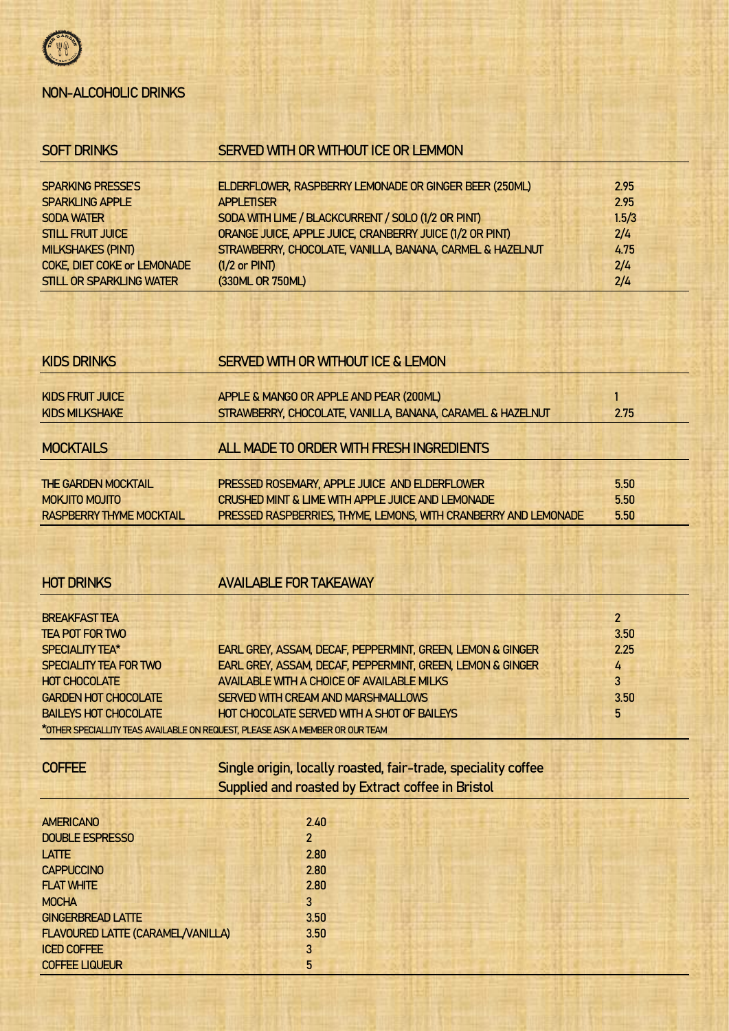## NON-ALCOHOLIC DRINKS

| SOFT DRINKS | SERVED WITH OR WITHOUT ICE OR LEMMON | |
|---|---|---|
| SPARKING PRESSE'S | ELDERFLOWER, RASPBERRY LEMONADE OR GINGER BEER (250ML) | 2.95 |
| SPARKLING APPLE | APPLETISER | 2.95 |
| SODA WATER | SODA WITH LIME / BLACKCURRENT / SOLO (1/2 OR PINT) | 1.5/3 |
| STILL FRUIT JUICE | ORANGE JUICE, APPLE JUICE, CRANBERRY JUICE (1/2 OR PINT) | 2/4 |
| MILKSHAKES (PINT) | STRAWBERRY, CHOCOLATE, VANILLA, BANANA, CARMEL & HAZELNUT | 4.75 |
| COKE, DIET COKE or LEMONADE | (1/2 or PINT) | 2/4 |
| STILL OR SPARKLING WATER | (330ML OR 750ML) | 2/4 |

| KIDS DRINKS | SERVED WITH OR WITHOUT ICE & LEMON | |
|---|---|---|
| KIDS FRUIT JUICE | APPLE & MANGO OR APPLE AND PEAR (200ML) | 1 |
| KIDS MILKSHAKE | STRAWBERRY, CHOCOLATE, VANILLA, BANANA, CARAMEL & HAZELNUT | 2.75 |

| MOCKTAILS | ALL MADE TO ORDER WITH FRESH INGREDIENTS | |
|---|---|---|
| THE GARDEN MOCKTAIL | PRESSED ROSEMARY, APPLE JUICE AND ELDERFLOWER | 5.50 |
| MOKJITO MOJITO | CRUSHED MINT & LIME WITH APPLE JUICE AND LEMONADE | 5.50 |
| RASPBERRY THYME MOCKTAIL | PRESSED RASPBERRIES, THYME, LEMONS, WITH CRANBERRY AND LEMONADE | 5.50 |

| HOT DRINKS | AVAILABLE FOR TAKEAWAY | |
|---|---|---|
| BREAKFAST TEA | | 2 |
| TEA POT FOR TWO | | 3.50 |
| SPECIALITY TEA* | EARL GREY, ASSAM, DECAF, PEPPERMINT, GREEN, LEMON & GINGER | 2.25 |
| SPECIALITY TEA FOR TWO | EARL GREY, ASSAM, DECAF, PEPPERMINT, GREEN, LEMON & GINGER | 4 |
| HOT CHOCOLATE | AVAILABLE WITH A CHOICE OF AVAILABLE MILKS | 3 |
| GARDEN HOT CHOCOLATE | SERVED WITH CREAM AND MARSHMALLOWS | 3.50 |
| BAILEYS HOT CHOCOLATE | HOT CHOCOLATE SERVED WITH A SHOT OF BAILEYS | 5 |

*OTHER SPECIALLITY TEAS AVAILABLE ON REQUEST, PLEASE ASK A MEMBER OR OUR TEAM

**COFFEE** — Single origin, locally roasted, fair-trade, speciality coffee
Supplied and roasted by Extract coffee in Bristol

| | |
|---|---|
| AMERICANO | 2.40 |
| DOUBLE ESPRESSO | 2 |
| LATTE | 2.80 |
| CAPPUCCINO | 2.80 |
| FLAT WHITE | 2.80 |
| MOCHA | 3 |
| GINGERBREAD LATTE | 3.50 |
| FLAVOURED LATTE (CARAMEL/VANILLA) | 3.50 |
| ICED COFFEE | 3 |
| COFFEE LIQUEUR | 5 |